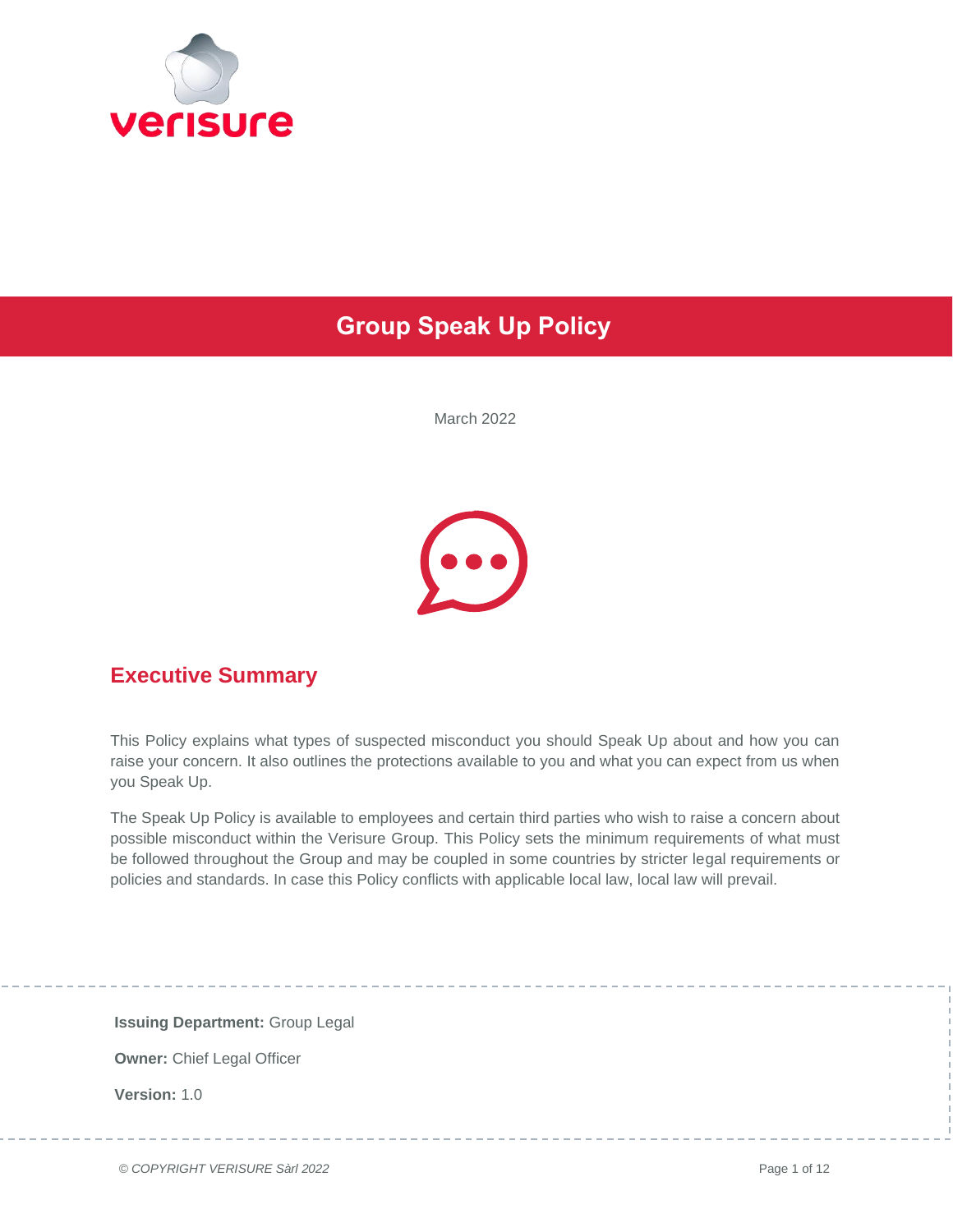# Group Speak Up Policy

March 2022

## Executive Summary

This Policy explains what types of suspected misconduct you should Speak Up about and how you can raise your concern. It also outlines the protections available to you and what you can expect from us when you Speak Up.

The Speak Up Policy is available to employees and certain third parties who wish to raise a concern about possible misconduct within the Verisure Group. This Policy sets the minimum requirements of what must be followed throughout the Group and may be coupled in some countries by stricter legal requirements or policies and standards. In case this Policy conflicts with applicable local law, local law will prevail.

**Issuing Department:** Group Legal

**Owner:** Chief Legal Officer

**Version:** 1.0

*© COPYRIGHT VERISURE Sàrl 2022*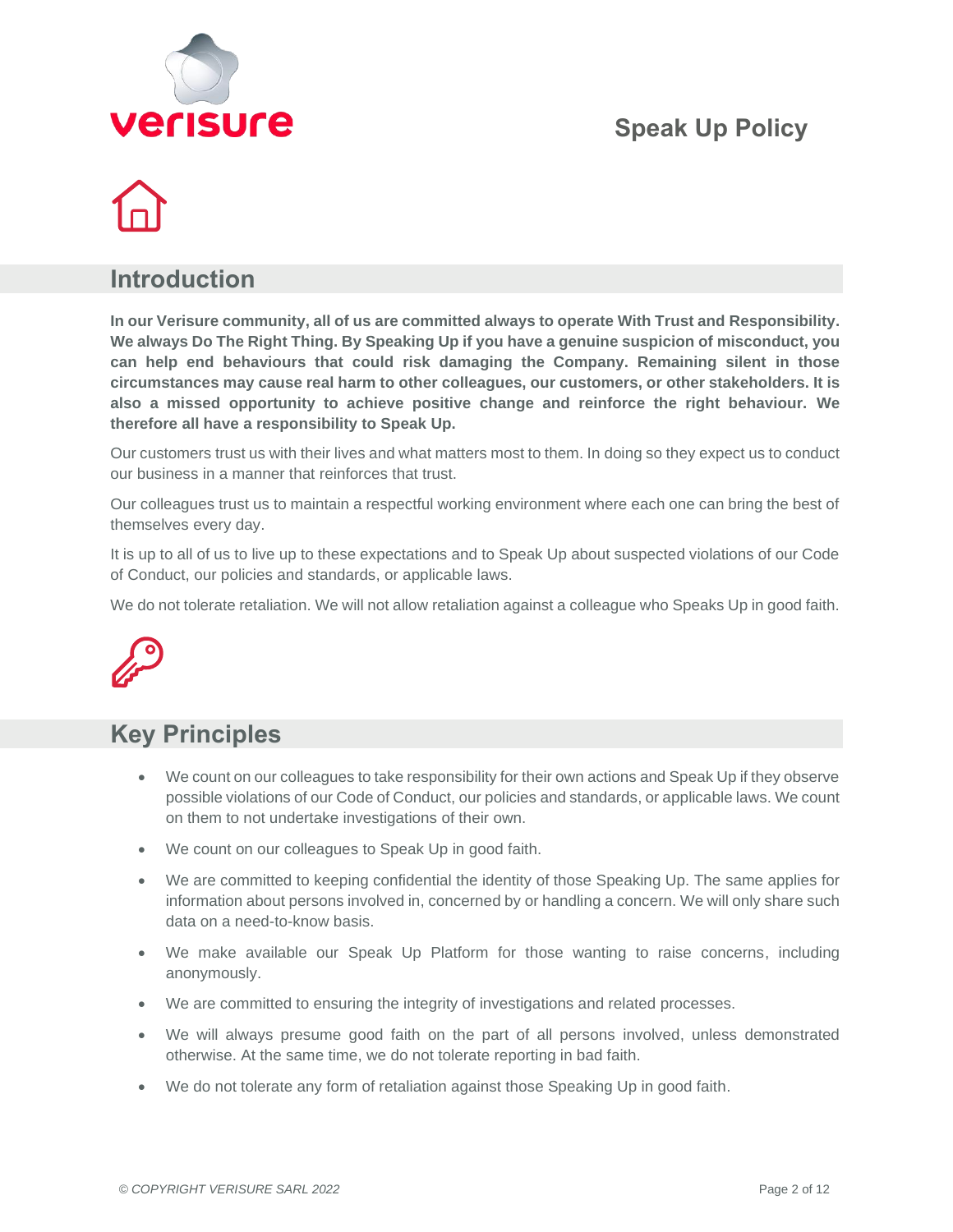## Introduction

**In our Verisure community, all of us are committed always to operate With Trust and Responsibility. We always Do The Right Thing. By Speaking Up if you have a genuine suspicion of misconduct, you can help end behaviours that could risk damaging the Company. Remaining silent in those circumstances may cause real harm to other colleagues, our customers, or other stakeholders. It is also a missed opportunity to achieve positive change and reinforce the right behaviour. We therefore all have a responsibility to Speak Up.**

Our customers trust us with their lives and what matters most to them. In doing so they expect us to conduct our business in a manner that reinforces that trust.

Our colleagues trust us to maintain a respectful working environment where each one can bring the best of themselves every day.

It is up to all of us to live up to these expectations and to Speak Up about suspected violations of our Code of Conduct, our policies and standards, or applicable laws.

We do not tolerate retaliation. We will not allow retaliation against a colleague who Speaks Up in good faith.

## Key Principles

- We count on our colleagues to take responsibility for their own actions and Speak Up if they observe possible violations of our Code of Conduct, our policies and standards, or applicable laws. We count on them to not undertake investigations of their own.
- We count on our colleagues to Speak Up in good faith.
- We are committed to keeping confidential the identity of those Speaking Up. The same applies for information about persons involved in, concerned by or handling a concern. We will only share such data on a need-to-know basis.
- We make available our Speak Up Platform for those wanting to raise concerns, including anonymously.
- We are committed to ensuring the integrity of investigations and related processes.
- We will always presume good faith on the part of all persons involved, unless demonstrated otherwise. At the same time, we do not tolerate reporting in bad faith.
- We do not tolerate any form of retaliation against those Speaking Up in good faith.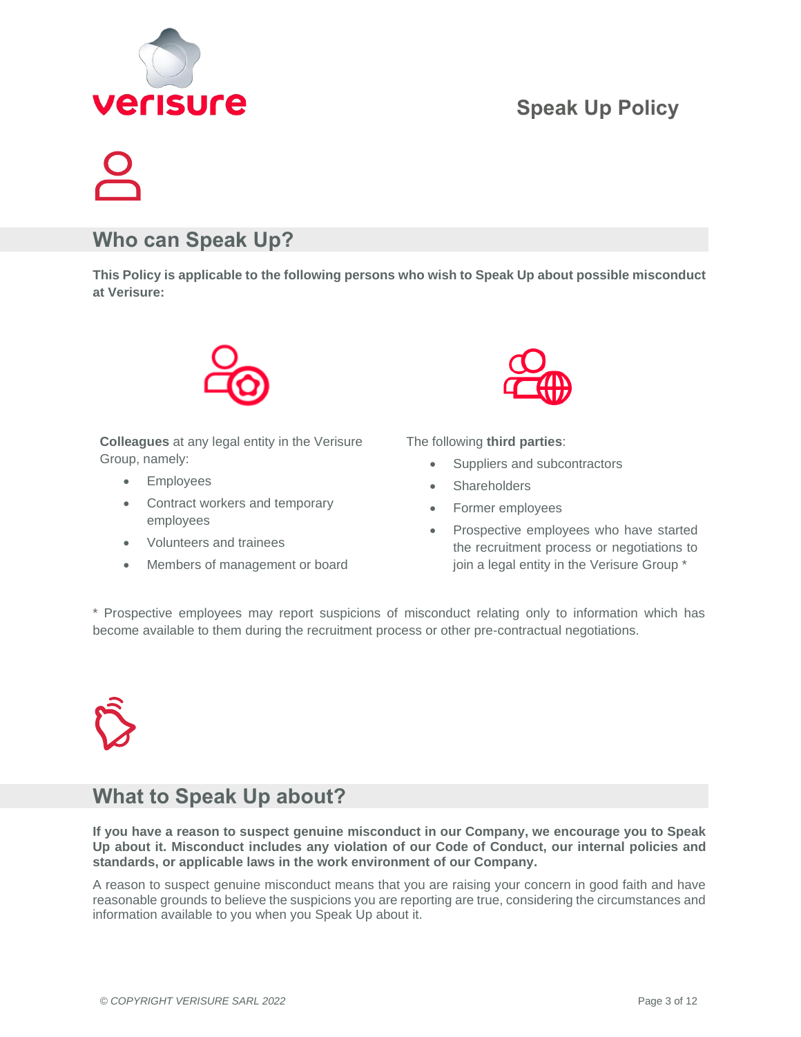## Who can Speak Up?

**This Policy is applicable to the following persons who wish to Speak Up about possible misconduct at Verisure:**

**Colleagues** at any legal entity in the Verisure Group, namely:

- Employees
- Contract workers and temporary employees
- Volunteers and trainees
- Members of management or board

The following **third parties**:

- Suppliers and subcontractors
- Shareholders
- Former employees
- Prospective employees who have started the recruitment process or negotiations to join a legal entity in the Verisure Group *

* Prospective employees may report suspicions of misconduct relating only to information which has become available to them during the recruitment process or other pre-contractual negotiations.

## What to Speak Up about?

**If you have a reason to suspect genuine misconduct in our Company, we encourage you to Speak Up about it. Misconduct includes any violation of our Code of Conduct, our internal policies and standards, or applicable laws in the work environment of our Company.**

A reason to suspect genuine misconduct means that you are raising your concern in good faith and have reasonable grounds to believe the suspicions you are reporting are true, considering the circumstances and information available to you when you Speak Up about it.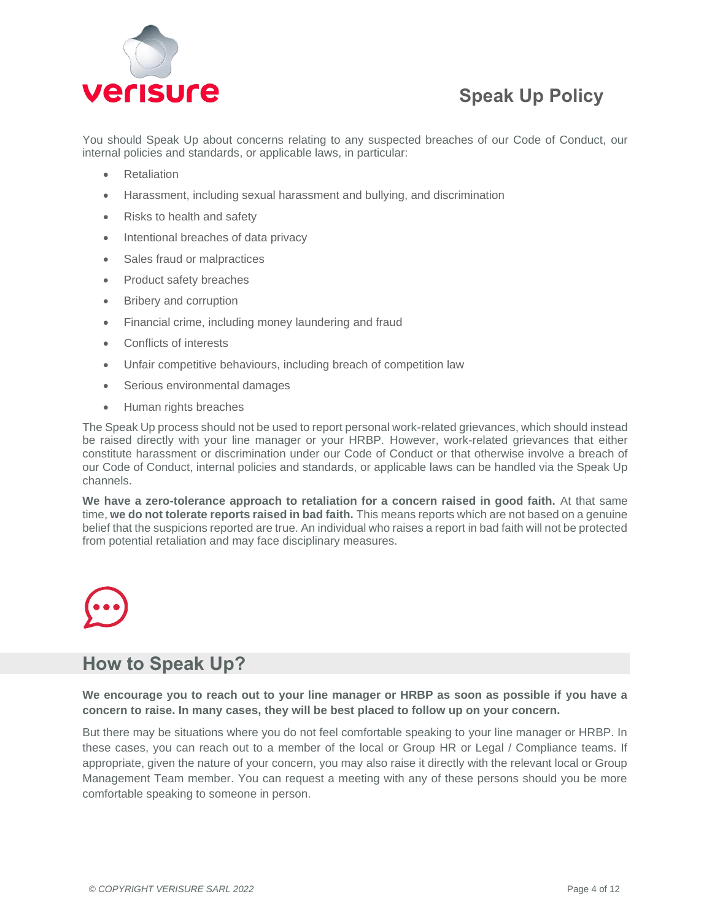You should Speak Up about concerns relating to any suspected breaches of our Code of Conduct, our internal policies and standards, or applicable laws, in particular:

- Retaliation
- Harassment, including sexual harassment and bullying, and discrimination
- Risks to health and safety
- Intentional breaches of data privacy
- Sales fraud or malpractices
- Product safety breaches
- Bribery and corruption
- Financial crime, including money laundering and fraud
- Conflicts of interests
- Unfair competitive behaviours, including breach of competition law
- Serious environmental damages
- Human rights breaches

The Speak Up process should not be used to report personal work-related grievances, which should instead be raised directly with your line manager or your HRBP. However, work-related grievances that either constitute harassment or discrimination under our Code of Conduct or that otherwise involve a breach of our Code of Conduct, internal policies and standards, or applicable laws can be handled via the Speak Up channels.

**We have a zero-tolerance approach to retaliation for a concern raised in good faith.** At that same time, **we do not tolerate reports raised in bad faith.** This means reports which are not based on a genuine belief that the suspicions reported are true. An individual who raises a report in bad faith will not be protected from potential retaliation and may face disciplinary measures.

## How to Speak Up?

**We encourage you to reach out to your line manager or HRBP as soon as possible if you have a concern to raise. In many cases, they will be best placed to follow up on your concern.**

But there may be situations where you do not feel comfortable speaking to your line manager or HRBP. In these cases, you can reach out to a member of the local or Group HR or Legal / Compliance teams. If appropriate, given the nature of your concern, you may also raise it directly with the relevant local or Group Management Team member. You can request a meeting with any of these persons should you be more comfortable speaking to someone in person.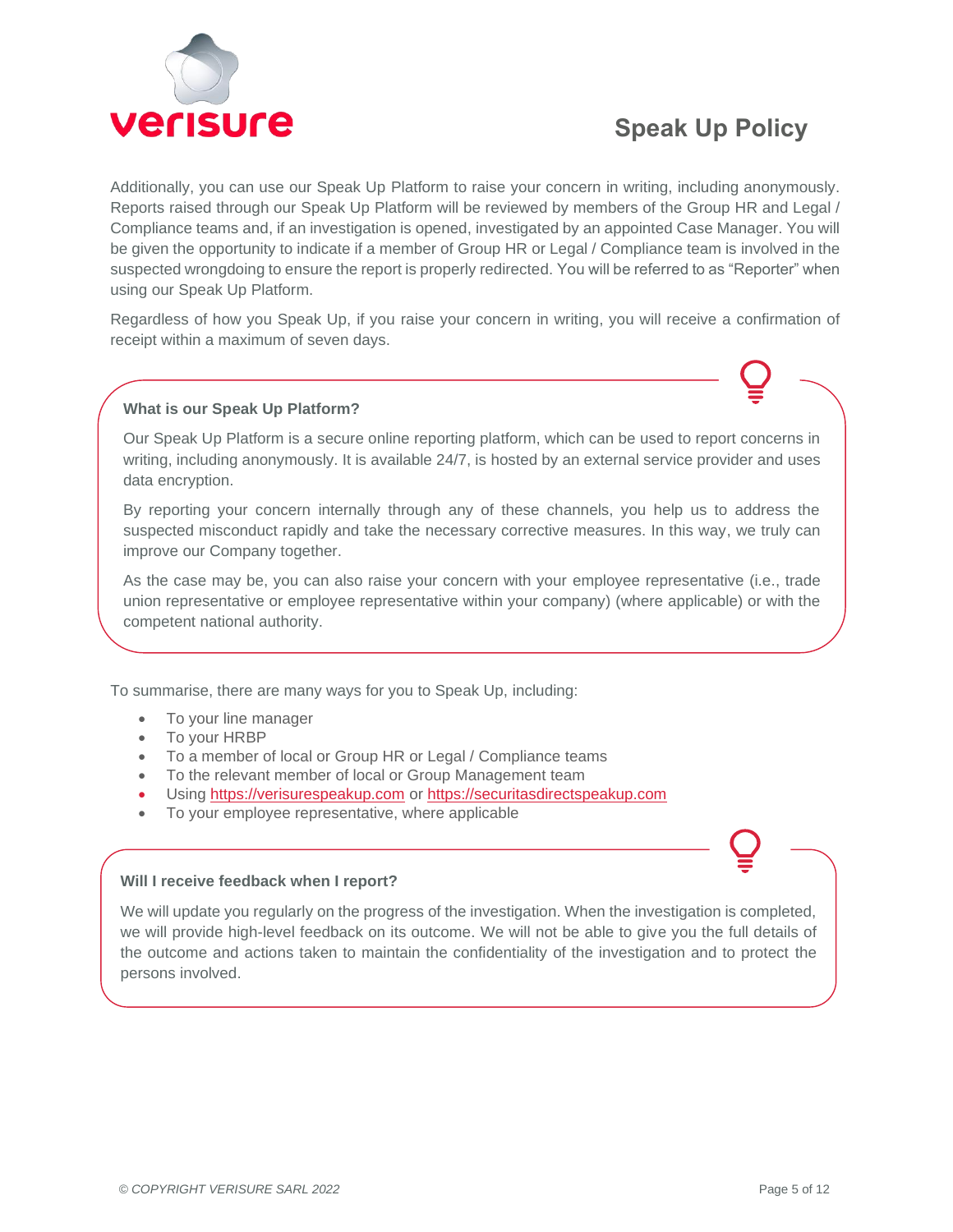Additionally, you can use our Speak Up Platform to raise your concern in writing, including anonymously. Reports raised through our Speak Up Platform will be reviewed by members of the Group HR and Legal / Compliance teams and, if an investigation is opened, investigated by an appointed Case Manager. You will be given the opportunity to indicate if a member of Group HR or Legal / Compliance team is involved in the suspected wrongdoing to ensure the report is properly redirected. You will be referred to as "Reporter" when using our Speak Up Platform.

Regardless of how you Speak Up, if you raise your concern in writing, you will receive a confirmation of receipt within a maximum of seven days.

**What is our Speak Up Platform?**

Our Speak Up Platform is a secure online reporting platform, which can be used to report concerns in writing, including anonymously. It is available 24/7, is hosted by an external service provider and uses data encryption.

By reporting your concern internally through any of these channels, you help us to address the suspected misconduct rapidly and take the necessary corrective measures. In this way, we truly can improve our Company together.

As the case may be, you can also raise your concern with your employee representative (i.e., trade union representative or employee representative within your company) (where applicable) or with the competent national authority.

To summarise, there are many ways for you to Speak Up, including:

- To your line manager
- To your HRBP
- To a member of local or Group HR or Legal / Compliance teams
- To the relevant member of local or Group Management team
- Using https://verisurespeakup.com or https://securitasdirectspeakup.com
- To your employee representative, where applicable

**Will I receive feedback when I report?**

We will update you regularly on the progress of the investigation. When the investigation is completed, we will provide high-level feedback on its outcome. We will not be able to give you the full details of the outcome and actions taken to maintain the confidentiality of the investigation and to protect the persons involved.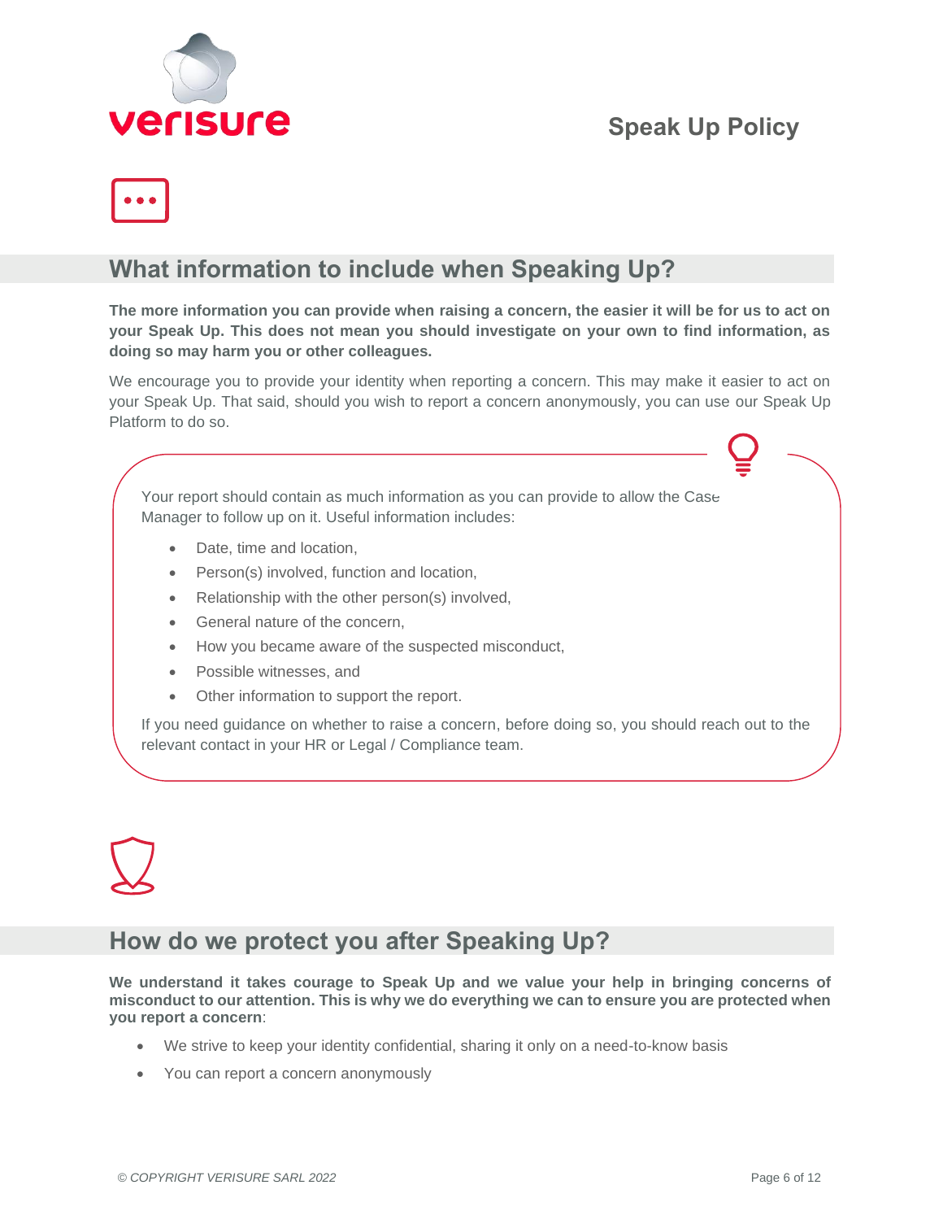## What information to include when Speaking Up?

**The more information you can provide when raising a concern, the easier it will be for us to act on your Speak Up. This does not mean you should investigate on your own to find information, as doing so may harm you or other colleagues.**

We encourage you to provide your identity when reporting a concern. This may make it easier to act on your Speak Up. That said, should you wish to report a concern anonymously, you can use our Speak Up Platform to do so.

Your report should contain as much information as you can provide to allow the Case Manager to follow up on it. Useful information includes:

- Date, time and location,
- Person(s) involved, function and location,
- Relationship with the other person(s) involved,
- General nature of the concern,
- How you became aware of the suspected misconduct,
- Possible witnesses, and
- Other information to support the report.

If you need guidance on whether to raise a concern, before doing so, you should reach out to the relevant contact in your HR or Legal / Compliance team.

## How do we protect you after Speaking Up?

**We understand it takes courage to Speak Up and we value your help in bringing concerns of misconduct to our attention. This is why we do everything we can to ensure you are protected when you report a concern**:

- We strive to keep your identity confidential, sharing it only on a need-to-know basis
- You can report a concern anonymously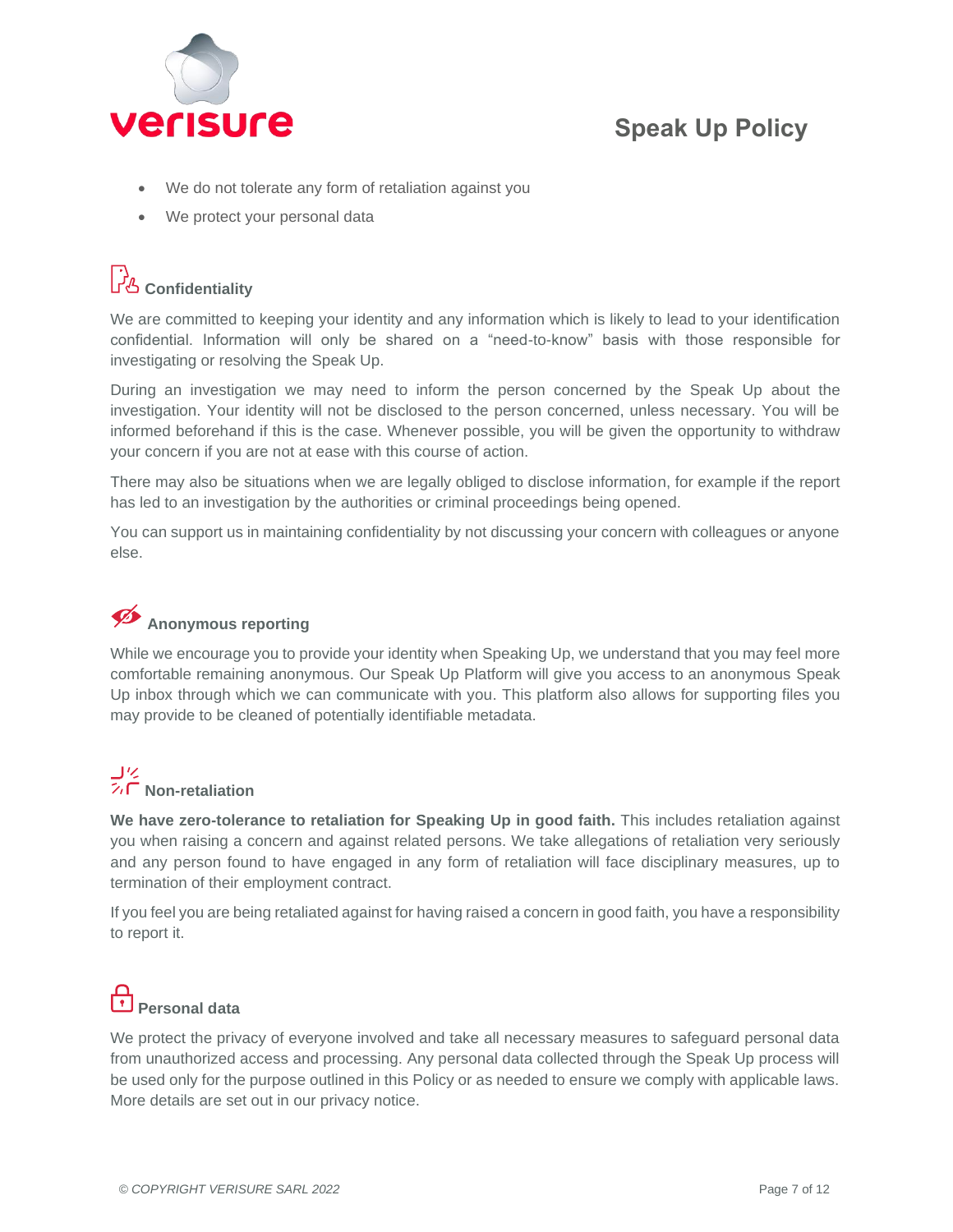- We do not tolerate any form of retaliation against you
- We protect your personal data

### Confidentiality

We are committed to keeping your identity and any information which is likely to lead to your identification confidential. Information will only be shared on a "need-to-know" basis with those responsible for investigating or resolving the Speak Up.

During an investigation we may need to inform the person concerned by the Speak Up about the investigation. Your identity will not be disclosed to the person concerned, unless necessary. You will be informed beforehand if this is the case. Whenever possible, you will be given the opportunity to withdraw your concern if you are not at ease with this course of action.

There may also be situations when we are legally obliged to disclose information, for example if the report has led to an investigation by the authorities or criminal proceedings being opened.

You can support us in maintaining confidentiality by not discussing your concern with colleagues or anyone else.

### Anonymous reporting

While we encourage you to provide your identity when Speaking Up, we understand that you may feel more comfortable remaining anonymous. Our Speak Up Platform will give you access to an anonymous Speak Up inbox through which we can communicate with you. This platform also allows for supporting files you may provide to be cleaned of potentially identifiable metadata.

### Non-retaliation

**We have zero-tolerance to retaliation for Speaking Up in good faith.** This includes retaliation against you when raising a concern and against related persons. We take allegations of retaliation very seriously and any person found to have engaged in any form of retaliation will face disciplinary measures, up to termination of their employment contract.

If you feel you are being retaliated against for having raised a concern in good faith, you have a responsibility to report it.

### Personal data

We protect the privacy of everyone involved and take all necessary measures to safeguard personal data from unauthorized access and processing. Any personal data collected through the Speak Up process will be used only for the purpose outlined in this Policy or as needed to ensure we comply with applicable laws. More details are set out in our privacy notice.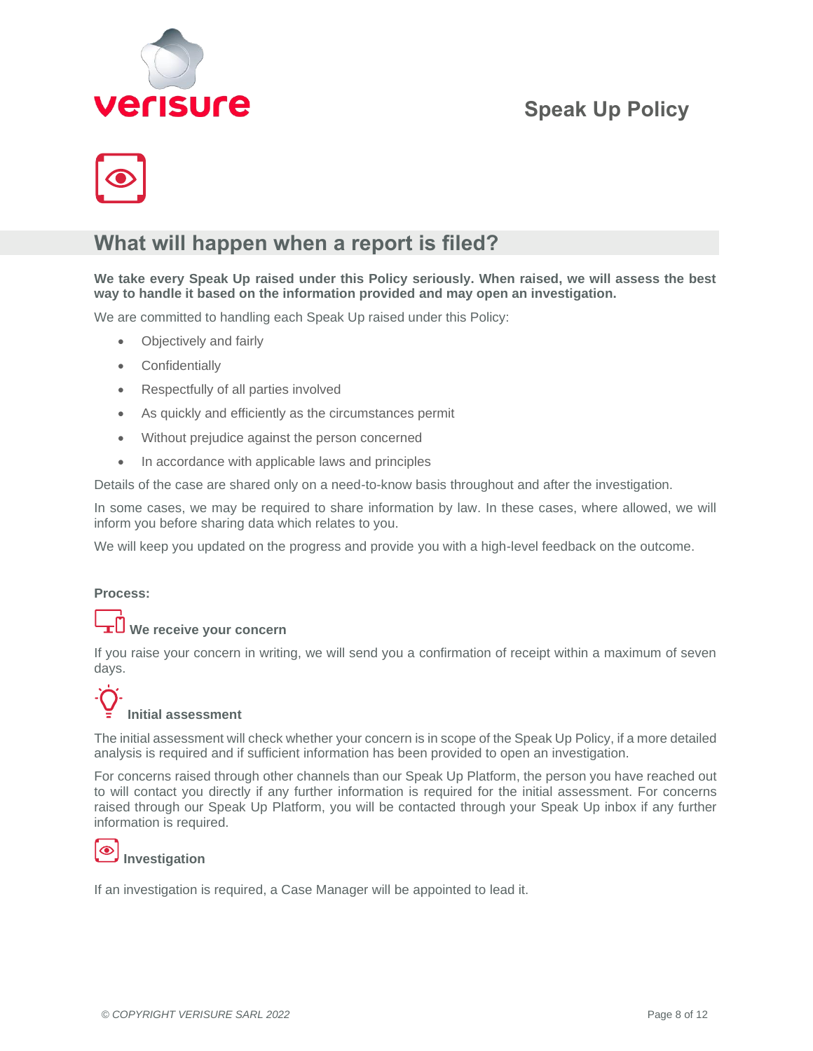## What will happen when a report is filed?

**We take every Speak Up raised under this Policy seriously. When raised, we will assess the best way to handle it based on the information provided and may open an investigation.**

We are committed to handling each Speak Up raised under this Policy:

- Objectively and fairly
- Confidentially
- Respectfully of all parties involved
- As quickly and efficiently as the circumstances permit
- Without prejudice against the person concerned
- In accordance with applicable laws and principles

Details of the case are shared only on a need-to-know basis throughout and after the investigation.

In some cases, we may be required to share information by law. In these cases, where allowed, we will inform you before sharing data which relates to you.

We will keep you updated on the progress and provide you with a high-level feedback on the outcome.

**Process:**

**We receive your concern**

If you raise your concern in writing, we will send you a confirmation of receipt within a maximum of seven days.

**Initial assessment**

The initial assessment will check whether your concern is in scope of the Speak Up Policy, if a more detailed analysis is required and if sufficient information has been provided to open an investigation.

For concerns raised through other channels than our Speak Up Platform, the person you have reached out to will contact you directly if any further information is required for the initial assessment. For concerns raised through our Speak Up Platform, you will be contacted through your Speak Up inbox if any further information is required.

**Investigation**

If an investigation is required, a Case Manager will be appointed to lead it.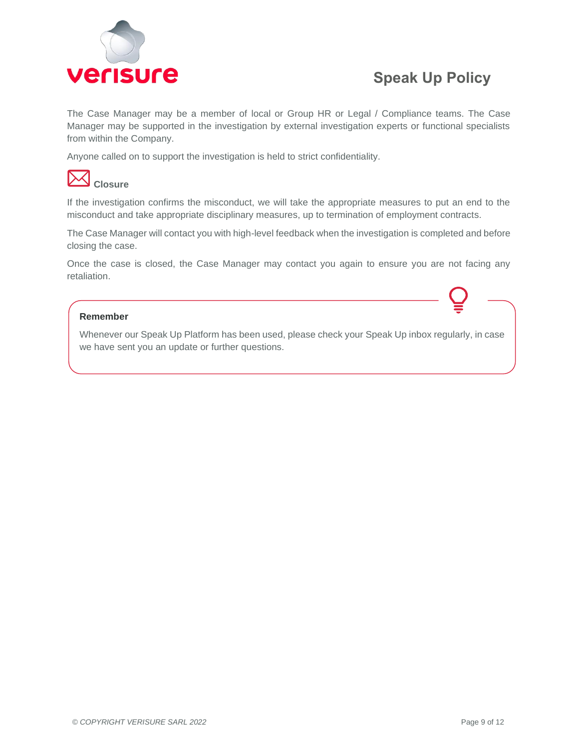The Case Manager may be a member of local or Group HR or Legal / Compliance teams. The Case Manager may be supported in the investigation by external investigation experts or functional specialists from within the Company.

Anyone called on to support the investigation is held to strict confidentiality.

### Closure

If the investigation confirms the misconduct, we will take the appropriate measures to put an end to the misconduct and take appropriate disciplinary measures, up to termination of employment contracts.

The Case Manager will contact you with high-level feedback when the investigation is completed and before closing the case.

Once the case is closed, the Case Manager may contact you again to ensure you are not facing any retaliation.

**Remember**

Whenever our Speak Up Platform has been used, please check your Speak Up inbox regularly, in case we have sent you an update or further questions.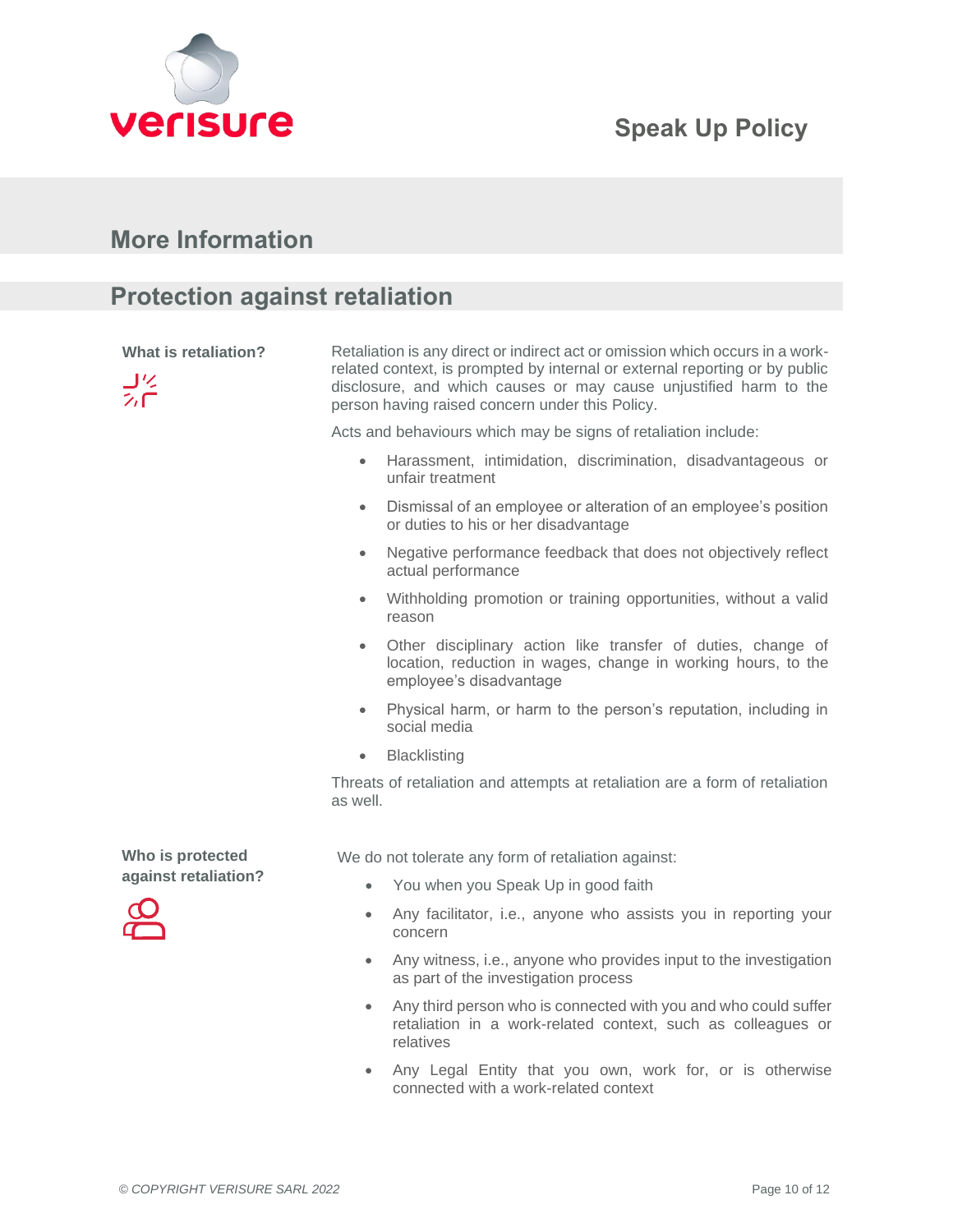## More Information

## Protection against retaliation

**What is retaliation?**

Retaliation is any direct or indirect act or omission which occurs in a work-related context, is prompted by internal or external reporting or by public disclosure, and which causes or may cause unjustified harm to the person having raised concern under this Policy.

Acts and behaviours which may be signs of retaliation include:

- Harassment, intimidation, discrimination, disadvantageous or unfair treatment
- Dismissal of an employee or alteration of an employee's position or duties to his or her disadvantage
- Negative performance feedback that does not objectively reflect actual performance
- Withholding promotion or training opportunities, without a valid reason
- Other disciplinary action like transfer of duties, change of location, reduction in wages, change in working hours, to the employee's disadvantage
- Physical harm, or harm to the person's reputation, including in social media
- Blacklisting

Threats of retaliation and attempts at retaliation are a form of retaliation as well.

**Who is protected against retaliation?**

We do not tolerate any form of retaliation against:

- You when you Speak Up in good faith
- Any facilitator, i.e., anyone who assists you in reporting your concern
- Any witness, i.e., anyone who provides input to the investigation as part of the investigation process
- Any third person who is connected with you and who could suffer retaliation in a work-related context, such as colleagues or relatives
- Any Legal Entity that you own, work for, or is otherwise connected with a work-related context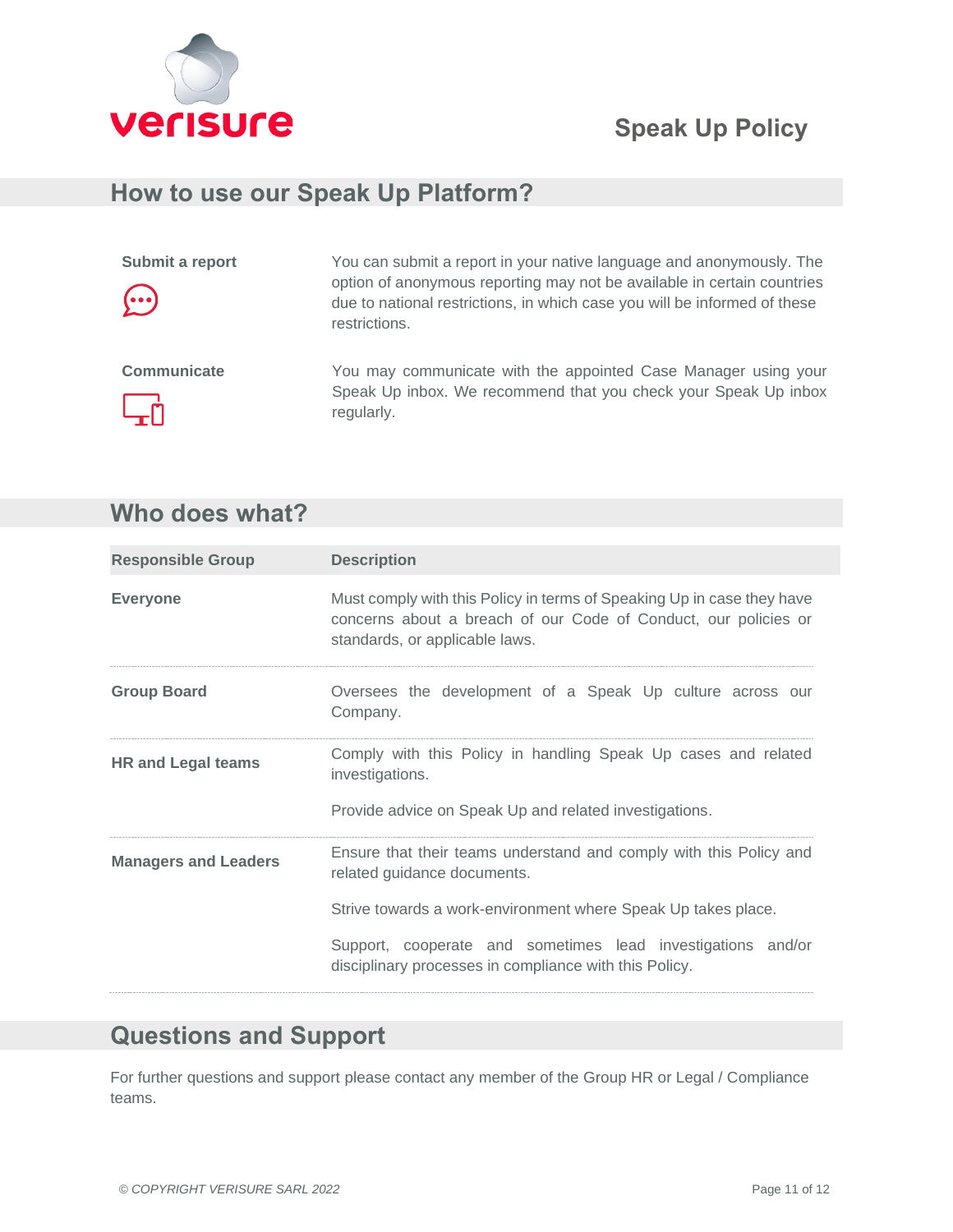## How to use our Speak Up Platform?

**Submit a report**

You can submit a report in your native language and anonymously. The option of anonymous reporting may not be available in certain countries due to national restrictions, in which case you will be informed of these restrictions.

**Communicate**

You may communicate with the appointed Case Manager using your Speak Up inbox. We recommend that you check your Speak Up inbox regularly.

## Who does what?

| Responsible Group | Description |
|---|---|
| **Everyone** | Must comply with this Policy in terms of Speaking Up in case they have concerns about a breach of our Code of Conduct, our policies or standards, or applicable laws. |
| **Group Board** | Oversees the development of a Speak Up culture across our Company. |
| **HR and Legal teams** | Comply with this Policy in handling Speak Up cases and related investigations.<br><br>Provide advice on Speak Up and related investigations. |
| **Managers and Leaders** | Ensure that their teams understand and comply with this Policy and related guidance documents.<br><br>Strive towards a work-environment where Speak Up takes place.<br><br>Support, cooperate and sometimes lead investigations and/or disciplinary processes in compliance with this Policy. |

## Questions and Support

For further questions and support please contact any member of the Group HR or Legal / Compliance teams.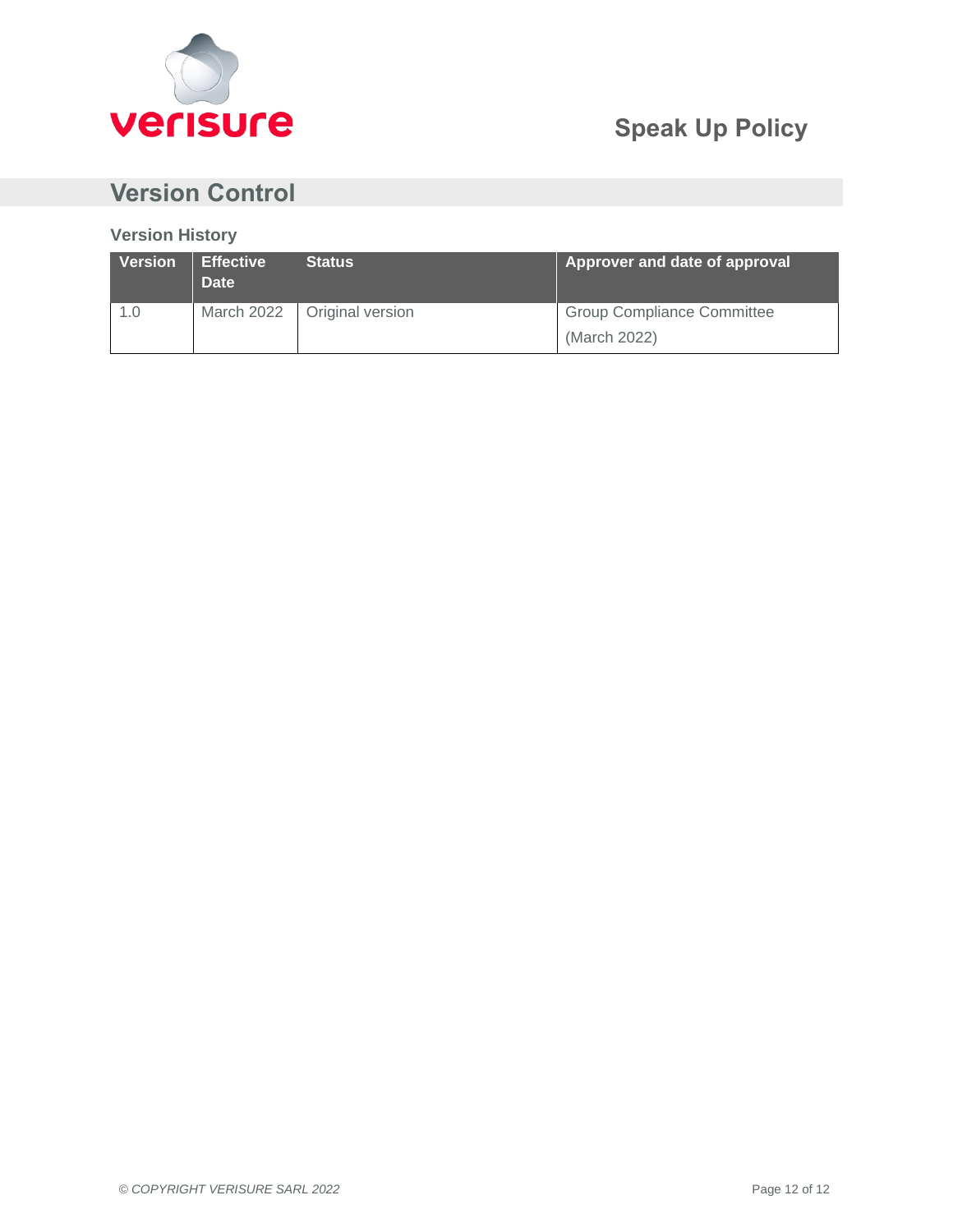## Version Control

### Version History

| Version | Effective Date | Status | Approver and date of approval |
| --- | --- | --- | --- |
| 1.0 | March 2022 | Original version | Group Compliance Committee (March 2022) |